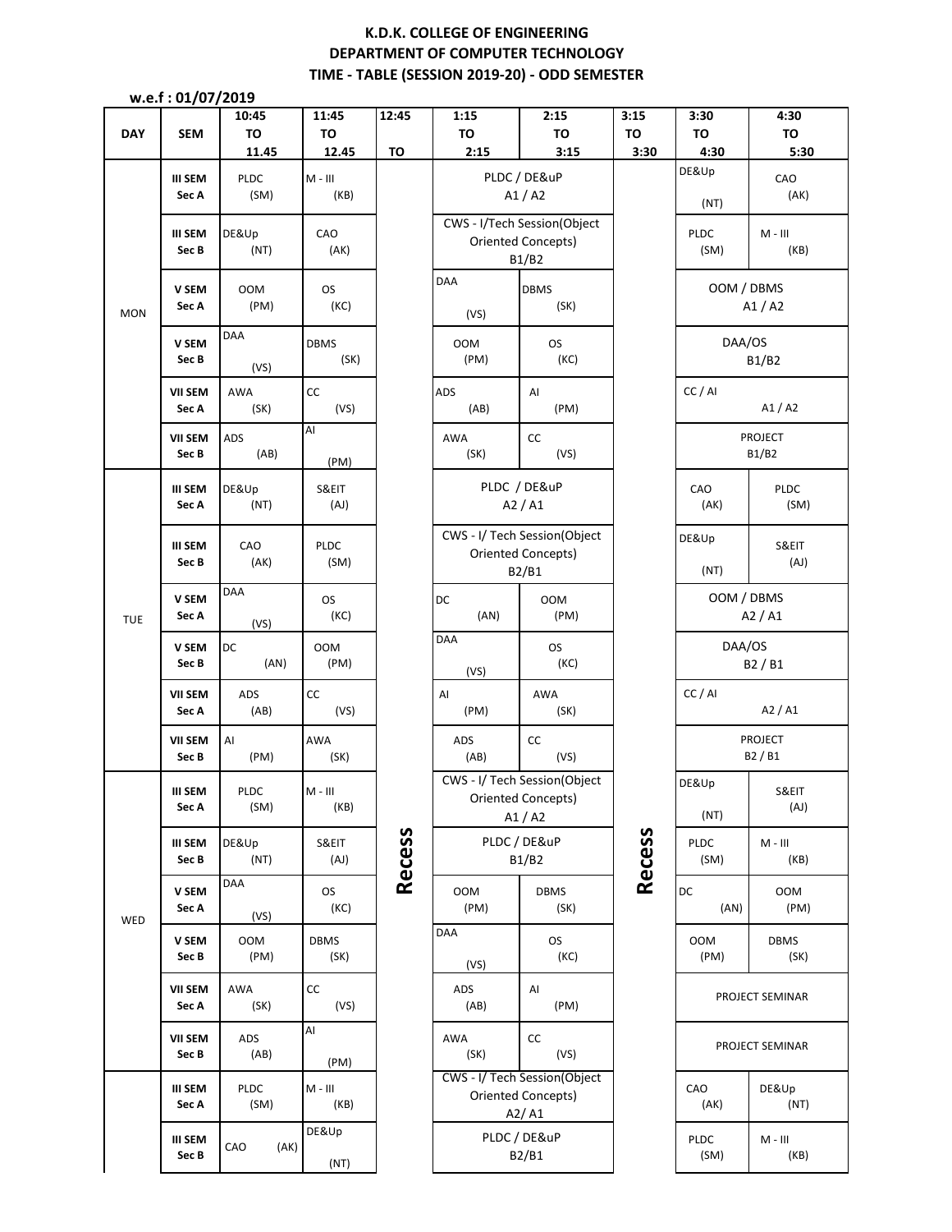# K.D.K. COLLEGE OF ENGINEERING
## DEPARTMENT OF COMPUTER TECHNOLOGY
### TIME - TABLE (SESSION 2019-20) - ODD SEMESTER

**w.e.f : 01/07/2019**

| DAY | SEM | 10:45 TO 11.45 | 11:45 TO 12.45 | 12:45 TO | 1:15 TO 2:15 | 2:15 TO 3:15 | 3:15 TO 3:30 | 3:30 TO 4:30 | 4:30 TO 5:30 |
|---|---|---|---|---|---|---|---|---|---|
| MON | III SEM Sec A | PLDC (SM) | M - III (KB) | Recess | PLDC / DE&uP A1 / A2 | | Recess | DE&Up (NT) | CAO (AK) |
| | III SEM Sec B | DE&Up (NT) | CAO (AK) | | CWS - I/Tech Session(Object Oriented Concepts) B1/B2 | | | PLDC (SM) | M - III (KB) |
| | V SEM Sec A | OOM (PM) | OS (KC) | | DAA (VS) | DBMS (SK) | | OOM / DBMS A1 / A2 | |
| | V SEM Sec B | DAA (VS) | DBMS (SK) | | OOM (PM) | OS (KC) | | DAA/OS B1/B2 | |
| | VII SEM Sec A | AWA (SK) | CC (VS) | | ADS (AB) | AI (PM) | | CC / AI A1 / A2 | |
| | VII SEM Sec B | ADS (AB) | AI (PM) | | AWA (SK) | CC (VS) | | PROJECT B1/B2 | |
| TUE | III SEM Sec A | DE&Up (NT) | S&EIT (AJ) | | PLDC / DE&uP A2 / A1 | | | CAO (AK) | PLDC (SM) |
| | III SEM Sec B | CAO (AK) | PLDC (SM) | | CWS - I/ Tech Session(Object Oriented Concepts) B2/B1 | | | DE&Up (NT) | S&EIT (AJ) |
| | V SEM Sec A | DAA (VS) | OS (KC) | | DC (AN) | OOM (PM) | | OOM / DBMS A2 / A1 | |
| | V SEM Sec B | DC (AN) | OOM (PM) | | DAA (VS) | OS (KC) | | DAA/OS B2 / B1 | |
| | VII SEM Sec A | ADS (AB) | CC (VS) | | AI (PM) | AWA (SK) | | CC / AI A2 / A1 | |
| | VII SEM Sec B | AI (PM) | AWA (SK) | | ADS (AB) | CC (VS) | | PROJECT B2 / B1 | |
| WED | III SEM Sec A | PLDC (SM) | M - III (KB) | | CWS - I/ Tech Session(Object Oriented Concepts) A1 / A2 | | | DE&Up (NT) | S&EIT (AJ) |
| | III SEM Sec B | DE&Up (NT) | S&EIT (AJ) | | PLDC / DE&uP B1/B2 | | | PLDC (SM) | M - III (KB) |
| | V SEM Sec A | DAA (VS) | OS (KC) | | OOM (PM) | DBMS (SK) | | DC (AN) | OOM (PM) |
| | V SEM Sec B | OOM (PM) | DBMS (SK) | | DAA (VS) | OS (KC) | | OOM (PM) | DBMS (SK) |
| | VII SEM Sec A | AWA (SK) | CC (VS) | | ADS (AB) | AI (PM) | | PROJECT SEMINAR | |
| | VII SEM Sec B | ADS (AB) | AI (PM) | | AWA (SK) | CC (VS) | | PROJECT SEMINAR | |
| | III SEM Sec A | PLDC (SM) | M - III (KB) | | CWS - I/ Tech Session(Object Oriented Concepts) A2/ A1 | | | CAO (AK) | DE&Up (NT) |
| | III SEM Sec B | CAO (AK) | DE&Up (NT) | | PLDC / DE&uP B2/B1 | | | PLDC (SM) | M - III (KB) |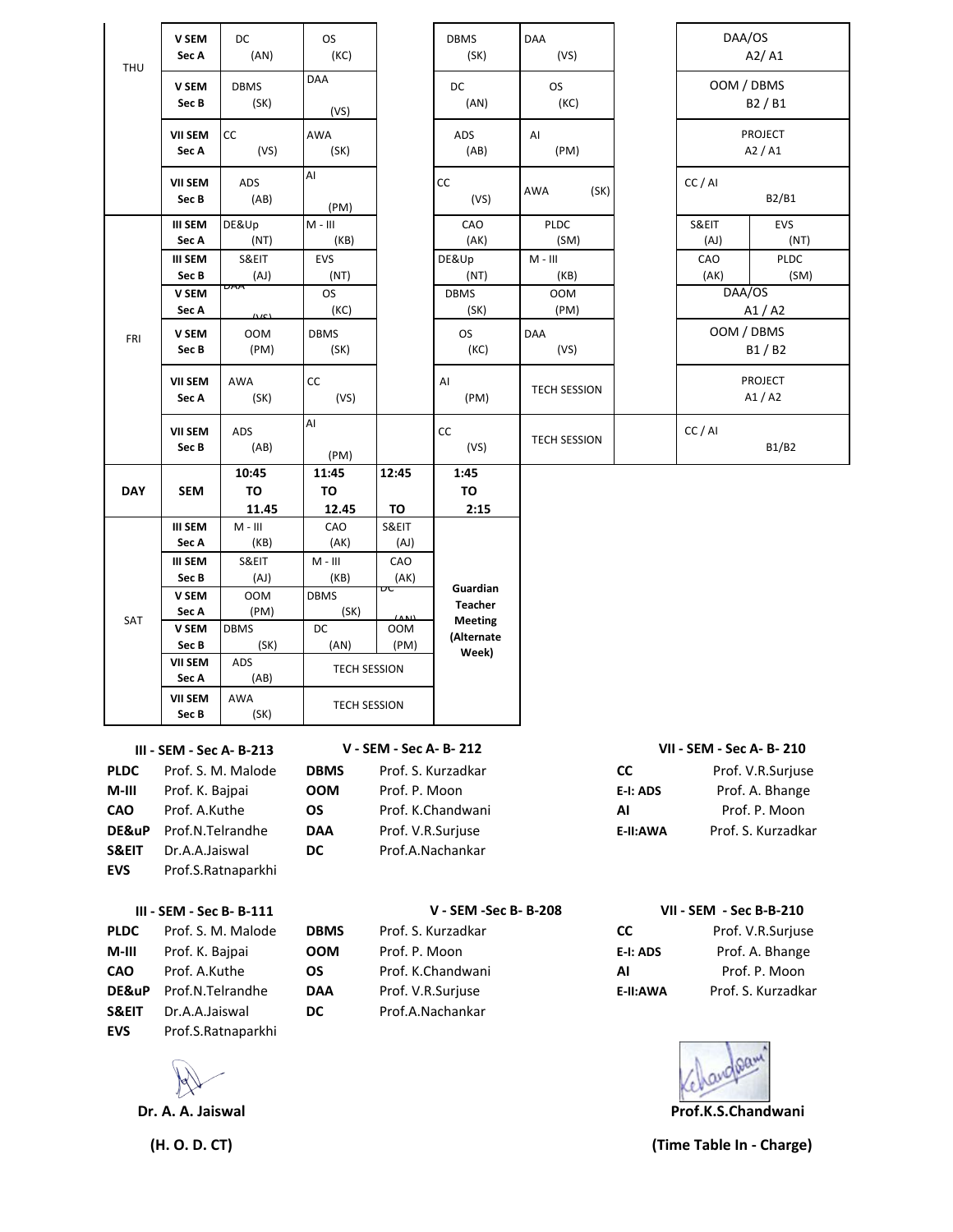| | | | | | | | | |
|---|---|---|---|---|---|---|---|---|
| THU | V SEM Sec A | DC (AN) | OS (KC) | | DBMS (SK) | DAA (VS) | | DAA/OS A2/ A1 |
| | V SEM Sec B | DBMS (SK) | DAA (VS) | | DC (AN) | OS (KC) | | OOM / DBMS B2 / B1 |
| | VII SEM Sec A | CC (VS) | AWA (SK) | | ADS (AB) | AI (PM) | | PROJECT A2 / A1 |
| | VII SEM Sec B | ADS (AB) | AI (PM) | | CC (VS) | AWA (SK) | | CC / AI B2/B1 |
| FRI | III SEM Sec A | DE&Up (NT) | M - III (KB) | | CAO (AK) | PLDC (SM) | | S&EIT (AJ) / EVS (NT) |
| | III SEM Sec B | S&EIT (AJ) | EVS (NT) | | DE&Up (NT) | M - III (KB) | | CAO (AK) / PLDC (SM) |
| | V SEM Sec A | DAA (VS) | OS (KC) | | DBMS (SK) | OOM (PM) | | DAA/OS A1 / A2 |
| | V SEM Sec B | OOM (PM) | DBMS (SK) | | OS (KC) | DAA (VS) | | OOM / DBMS B1 / B2 |
| | VII SEM Sec A | AWA (SK) | CC (VS) | | AI (PM) | TECH SESSION | | PROJECT A1 / A2 |
| | VII SEM Sec B | ADS (AB) | AI (PM) | | CC (VS) | TECH SESSION | | CC / AI B1/B2 |

| DAY | SEM | 10:45 TO 11.45 | 11:45 TO 12.45 | 12:45 TO | 1:45 TO 2:15 |
|---|---|---|---|---|---|
| SAT | III SEM Sec A | M - III (KB) | CAO (AK) | S&EIT (AJ) | Guardian Teacher Meeting (Alternate Week) |
| | III SEM Sec B | S&EIT (AJ) | M - III (KB) | CAO (AK) | |
| | V SEM Sec A | OOM (PM) | DBMS (SK) | DC (AN) | |
| | V SEM Sec B | DBMS (SK) | DC (AN) | OOM (PM) | |
| | VII SEM Sec A | ADS (AB) | TECH SESSION | | |
| | VII SEM Sec B | AWA (SK) | TECH SESSION | | |

**III - SEM - Sec A- B-213**

| | |
|---|---|
| PLDC | Prof. S. M. Malode |
| M-III | Prof. K. Bajpai |
| CAO | Prof. A.Kuthe |
| DE&uP | Prof.N.Telrandhe |
| S&EIT | Dr.A.A.Jaiswal |
| EVS | Prof.S.Ratnaparkhi |

**V - SEM - Sec A- B- 212**

| | |
|---|---|
| DBMS | Prof. S. Kurzadkar |
| OOM | Prof. P. Moon |
| OS | Prof. K.Chandwani |
| DAA | Prof. V.R.Surjuse |
| DC | Prof.A.Nachankar |

**VII - SEM - Sec A- B- 210**

| | |
|---|---|
| CC | Prof. V.R.Surjuse |
| E-I: ADS | Prof. A. Bhange |
| AI | Prof. P. Moon |
| E-II:AWA | Prof. S. Kurzadkar |

**III - SEM - Sec B- B-111**

| | |
|---|---|
| PLDC | Prof. S. M. Malode |
| M-III | Prof. K. Bajpai |
| CAO | Prof. A.Kuthe |
| DE&uP | Prof.N.Telrandhe |
| S&EIT | Dr.A.A.Jaiswal |
| EVS | Prof.S.Ratnaparkhi |

**V - SEM -Sec B- B-208**

| | |
|---|---|
| DBMS | Prof. S. Kurzadkar |
| OOM | Prof. P. Moon |
| OS | Prof. K.Chandwani |
| DAA | Prof. V.R.Surjuse |
| DC | Prof.A.Nachankar |

**VII - SEM - Sec B-B-210**

| | |
|---|---|
| CC | Prof. V.R.Surjuse |
| E-I: ADS | Prof. A. Bhange |
| AI | Prof. P. Moon |
| E-II:AWA | Prof. S. Kurzadkar |

**Dr. A. A. Jaiswal**
**(H. O. D. CT)**

**Prof.K.S.Chandwani**
**(Time Table In - Charge)**